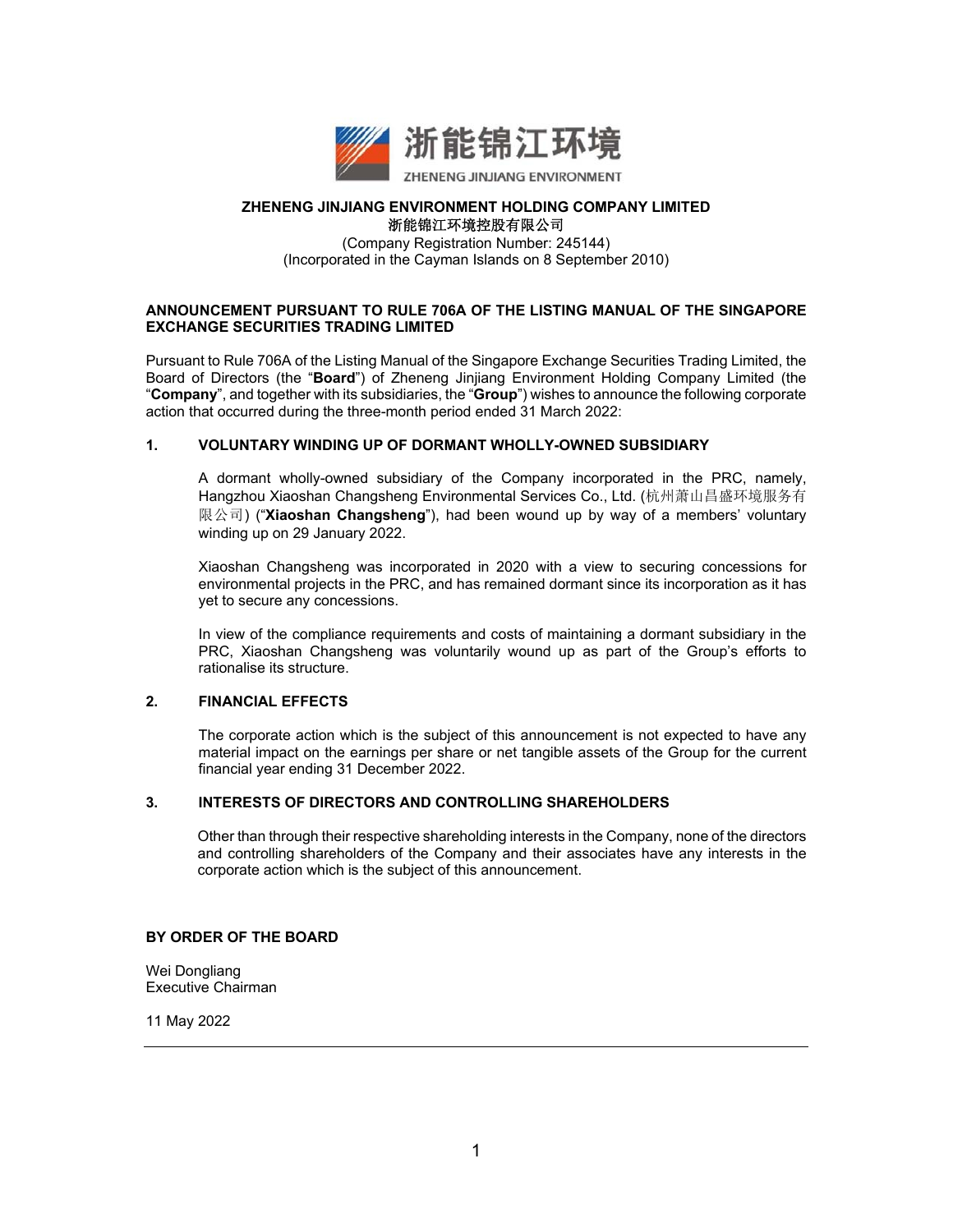**ZHENENG JINJIANG ENVIRONMENT HOLDING COMPANY LIMITED**
**浙能锦江环境控股有限公司**
(Company Registration Number: 245144)
(Incorporated in the Cayman Islands on 8 September 2010)

## ANNOUNCEMENT PURSUANT TO RULE 706A OF THE LISTING MANUAL OF THE SINGAPORE EXCHANGE SECURITIES TRADING LIMITED

Pursuant to Rule 706A of the Listing Manual of the Singapore Exchange Securities Trading Limited, the Board of Directors (the "**Board**") of Zheneng Jinjiang Environment Holding Company Limited (the "**Company**", and together with its subsidiaries, the "**Group**") wishes to announce the following corporate action that occurred during the three-month period ended 31 March 2022:

### 1. VOLUNTARY WINDING UP OF DORMANT WHOLLY-OWNED SUBSIDIARY

A dormant wholly-owned subsidiary of the Company incorporated in the PRC, namely, Hangzhou Xiaoshan Changsheng Environmental Services Co., Ltd. (杭州萧山昌盛环境服务有限公司) ("**Xiaoshan Changsheng**"), had been wound up by way of a members' voluntary winding up on 29 January 2022.

Xiaoshan Changsheng was incorporated in 2020 with a view to securing concessions for environmental projects in the PRC, and has remained dormant since its incorporation as it has yet to secure any concessions.

In view of the compliance requirements and costs of maintaining a dormant subsidiary in the PRC, Xiaoshan Changsheng was voluntarily wound up as part of the Group's efforts to rationalise its structure.

### 2. FINANCIAL EFFECTS

The corporate action which is the subject of this announcement is not expected to have any material impact on the earnings per share or net tangible assets of the Group for the current financial year ending 31 December 2022.

### 3. INTERESTS OF DIRECTORS AND CONTROLLING SHAREHOLDERS

Other than through their respective shareholding interests in the Company, none of the directors and controlling shareholders of the Company and their associates have any interests in the corporate action which is the subject of this announcement.

**BY ORDER OF THE BOARD**

Wei Dongliang
Executive Chairman

11 May 2022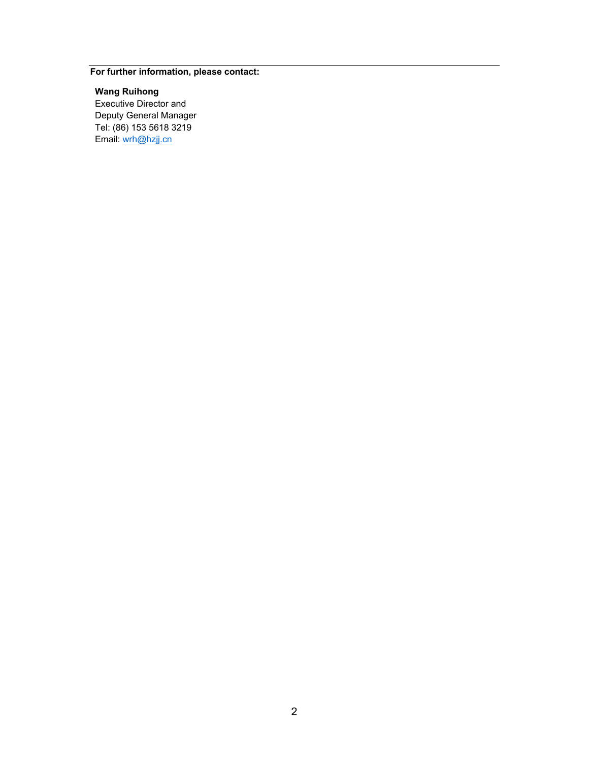**For further information, please contact:**

**Wang Ruihong**
Executive Director and
Deputy General Manager
Tel: (86) 153 5618 3219
Email: wrh@hzjj.cn